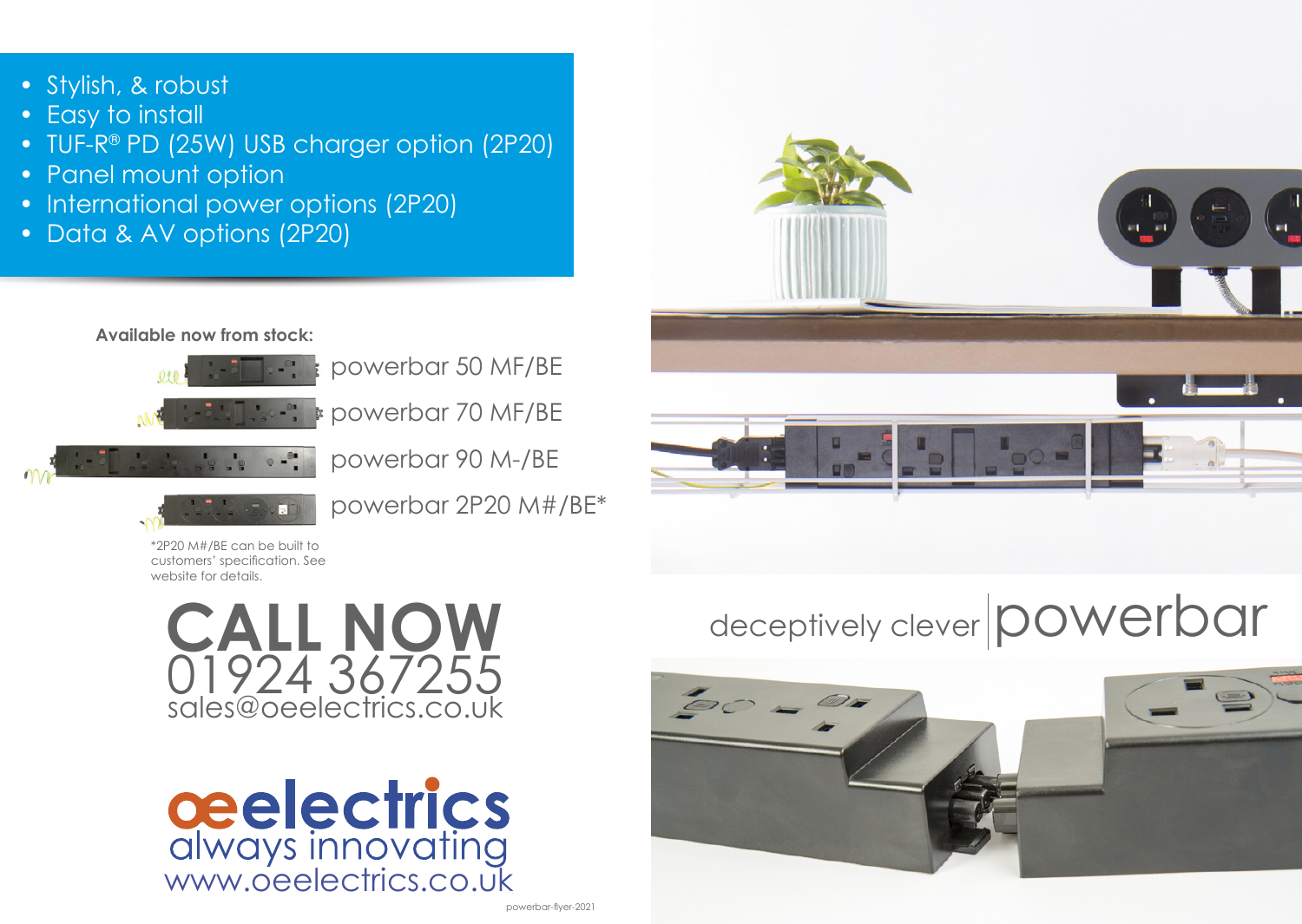- Stylish, & robust
- Easy to install
- TUF-R® PD (25W) USB charger option (2P20)
- Panel mount option
- International power options (2P20)
- Data & AV options (2P20)

**Available now from stock:**

powerbar 50 MF/BE

powerbar 70 MF/BE

powerbar 90 M-/BE

powerbar 2P20 M#/BE*

*2P20 M#/BE can be built to customers' specification. See website for details.

# CALL NOW

01924 367255

sales@oeelectrics.co.uk

oeelectrics

always innovating

www.oeelectrics.co.uk

powerbar-flyer-2021

deceptively clever | powerbar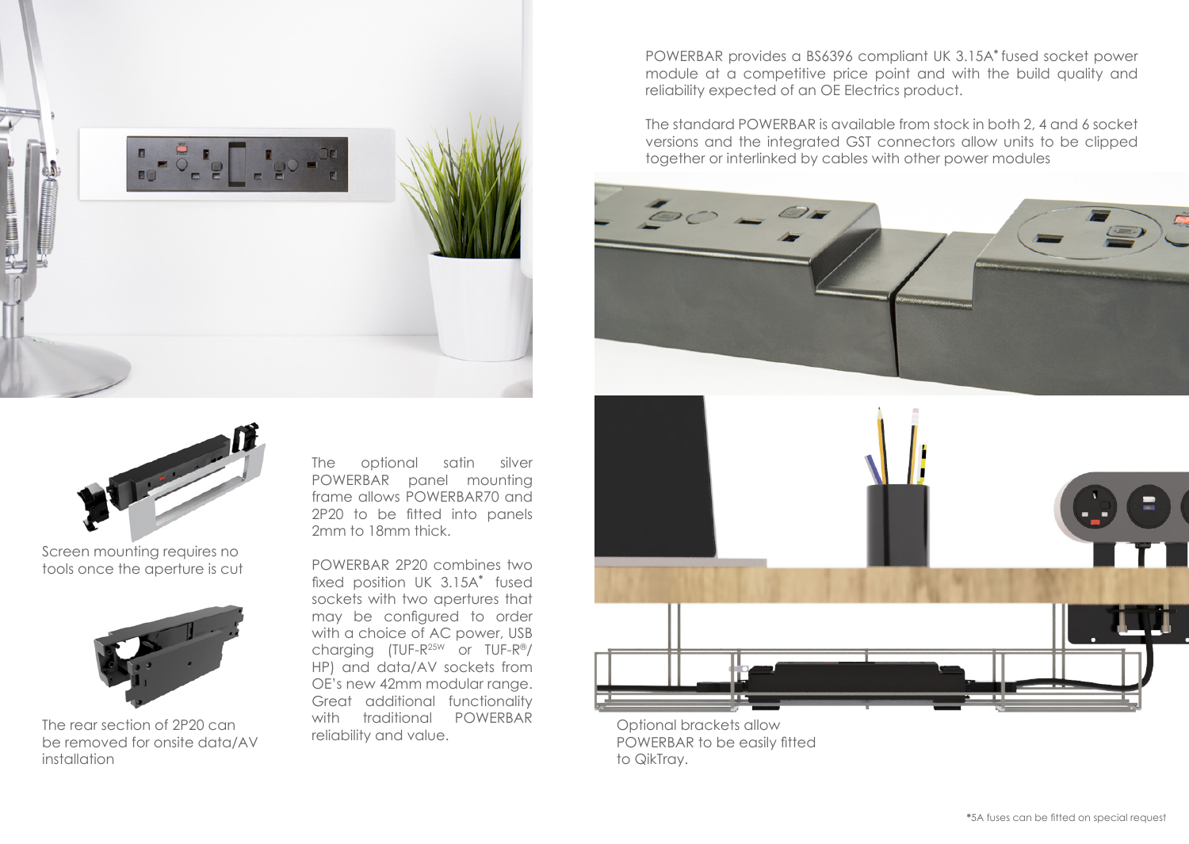POWERBAR provides a BS6396 compliant UK 3.15A* fused socket power module at a competitive price point and with the build quality and reliability expected of an OE Electrics product.

The standard POWERBAR is available from stock in both 2, 4 and 6 socket versions and the integrated GST connectors allow units to be clipped together or interlinked by cables with other power modules

Screen mounting requires no tools once the aperture is cut

The rear section of 2P20 can be removed for onsite data/AV installation

The optional satin silver POWERBAR panel mounting frame allows POWERBAR70 and 2P20 to be fitted into panels 2mm to 18mm thick.

POWERBAR 2P20 combines two fixed position UK 3.15A* fused sockets with two apertures that may be configured to order with a choice of AC power, USB charging (TUF-R$^{25W}$ or TUF-R®/HP) and data/AV sockets from OE's new 42mm modular range. Great additional functionality with traditional POWERBAR reliability and value.

Optional brackets allow POWERBAR to be easily fitted to QikTray.

*5A fuses can be fitted on special request